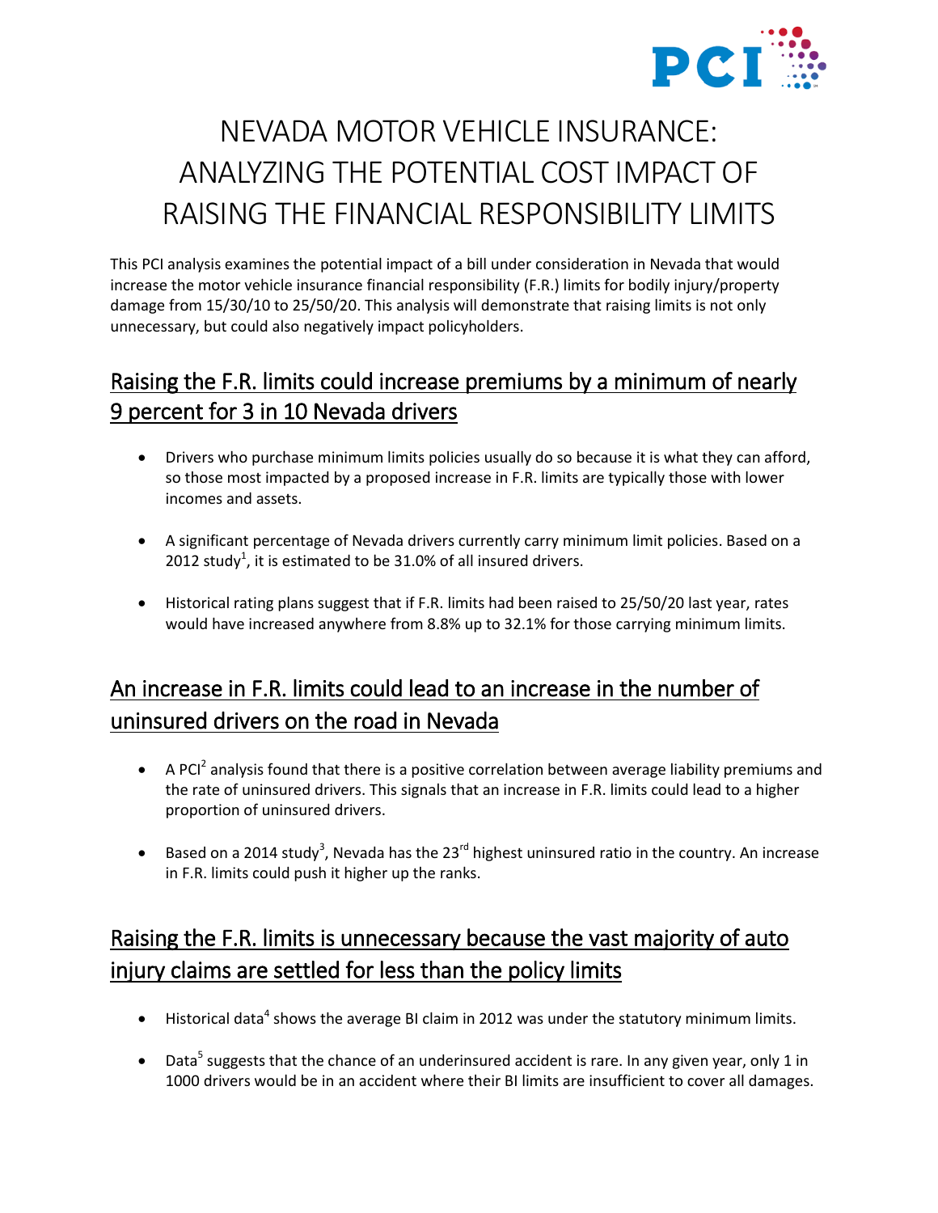# NEVADA MOTOR VEHICLE INSURANCE: ANALYZING THE POTENTIAL COST IMPACT OF RAISING THE FINANCIAL RESPONSIBILITY LIMITS

This PCI analysis examines the potential impact of a bill under consideration in Nevada that would increase the motor vehicle insurance financial responsibility (F.R.) limits for bodily injury/property damage from 15/30/10 to 25/50/20. This analysis will demonstrate that raising limits is not only unnecessary, but could also negatively impact policyholders.

## Raising the F.R. limits could increase premiums by a minimum of nearly 9 percent for 3 in 10 Nevada drivers

- Drivers who purchase minimum limits policies usually do so because it is what they can afford, so those most impacted by a proposed increase in F.R. limits are typically those with lower incomes and assets.
- A significant percentage of Nevada drivers currently carry minimum limit policies. Based on a 2012 study[1], it is estimated to be 31.0% of all insured drivers.
- Historical rating plans suggest that if F.R. limits had been raised to 25/50/20 last year, rates would have increased anywhere from 8.8% up to 32.1% for those carrying minimum limits.

## An increase in F.R. limits could lead to an increase in the number of uninsured drivers on the road in Nevada

- A PCI[2] analysis found that there is a positive correlation between average liability premiums and the rate of uninsured drivers. This signals that an increase in F.R. limits could lead to a higher proportion of uninsured drivers.
- Based on a 2014 study[3], Nevada has the 23rd highest uninsured ratio in the country. An increase in F.R. limits could push it higher up the ranks.

## Raising the F.R. limits is unnecessary because the vast majority of auto injury claims are settled for less than the policy limits

- Historical data[4] shows the average BI claim in 2012 was under the statutory minimum limits.
- Data[5] suggests that the chance of an underinsured accident is rare. In any given year, only 1 in 1000 drivers would be in an accident where their BI limits are insufficient to cover all damages.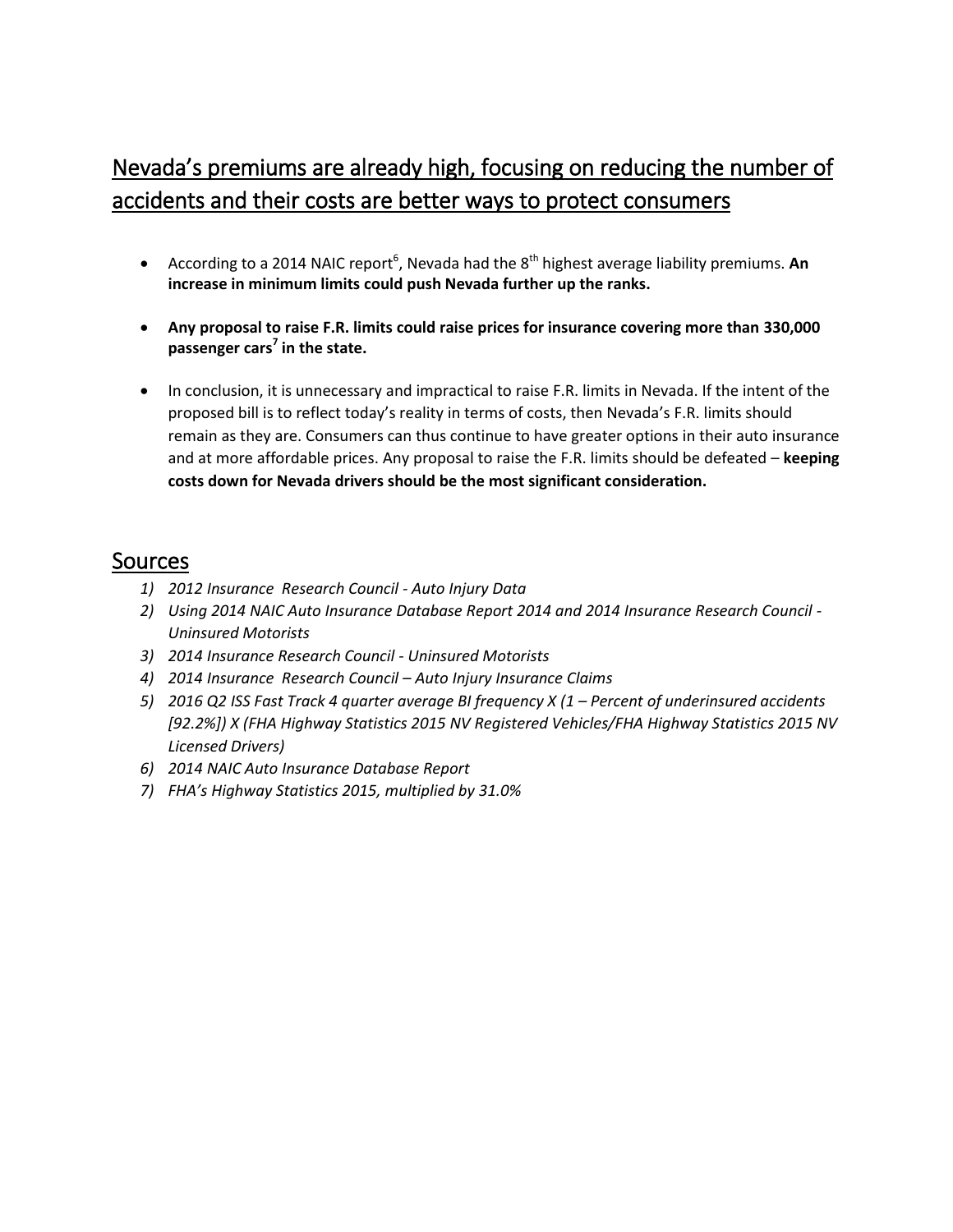## Nevada's premiums are already high, focusing on reducing the number of accidents and their costs are better ways to protect consumers

- According to a 2014 NAIC report[6], Nevada had the 8th highest average liability premiums. **An increase in minimum limits could push Nevada further up the ranks.**
- **Any proposal to raise F.R. limits could raise prices for insurance covering more than 330,000 passenger cars[7] in the state.**
- In conclusion, it is unnecessary and impractical to raise F.R. limits in Nevada. If the intent of the proposed bill is to reflect today's reality in terms of costs, then Nevada's F.R. limits should remain as they are. Consumers can thus continue to have greater options in their auto insurance and at more affordable prices. Any proposal to raise the F.R. limits should be defeated – **keeping costs down for Nevada drivers should be the most significant consideration.**

## Sources

1) *2012 Insurance Research Council - Auto Injury Data*
2) *Using 2014 NAIC Auto Insurance Database Report 2014 and 2014 Insurance Research Council - Uninsured Motorists*
3) *2014 Insurance Research Council - Uninsured Motorists*
4) *2014 Insurance Research Council – Auto Injury Insurance Claims*
5) *2016 Q2 ISS Fast Track 4 quarter average BI frequency X (1 – Percent of underinsured accidents [92.2%]) X (FHA Highway Statistics 2015 NV Registered Vehicles/FHA Highway Statistics 2015 NV Licensed Drivers)*
6) *2014 NAIC Auto Insurance Database Report*
7) *FHA's Highway Statistics 2015, multiplied by 31.0%*